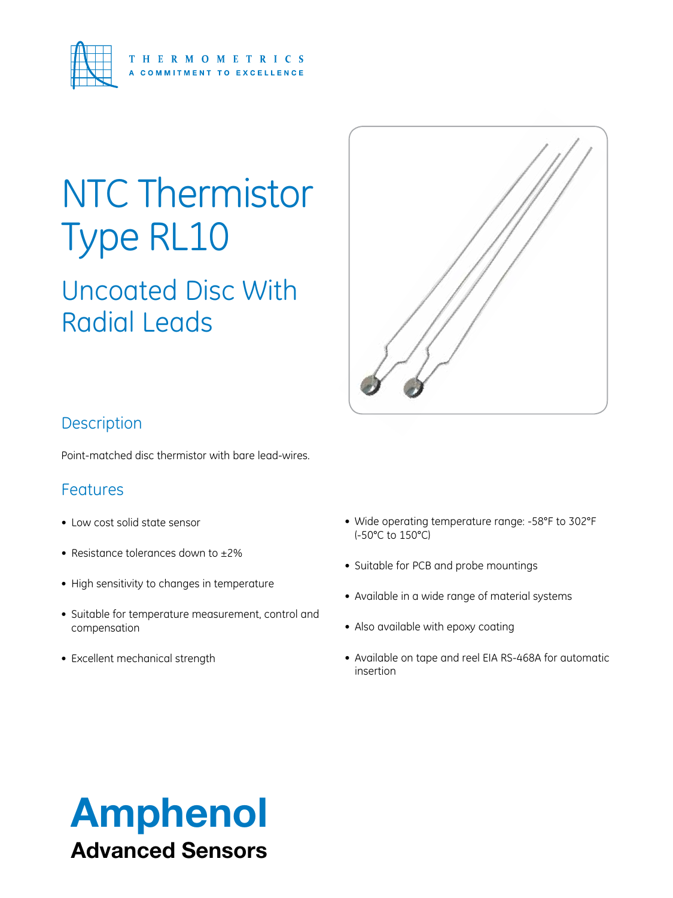THERMOMETRICS
A COMMITMENT TO EXCELLENCE

# NTC Thermistor Type RL10

## Uncoated Disc With Radial Leads

### Description

Point-matched disc thermistor with bare lead-wires.

### Features

- Low cost solid state sensor
- Resistance tolerances down to ±2%
- High sensitivity to changes in temperature
- Suitable for temperature measurement, control and compensation
- Excellent mechanical strength
- Wide operating temperature range: -58°F to 302°F (-50°C to 150°C)
- Suitable for PCB and probe mountings
- Available in a wide range of material systems
- Also available with epoxy coating
- Available on tape and reel EIA RS-468A for automatic insertion

**Amphenol**
**Advanced Sensors**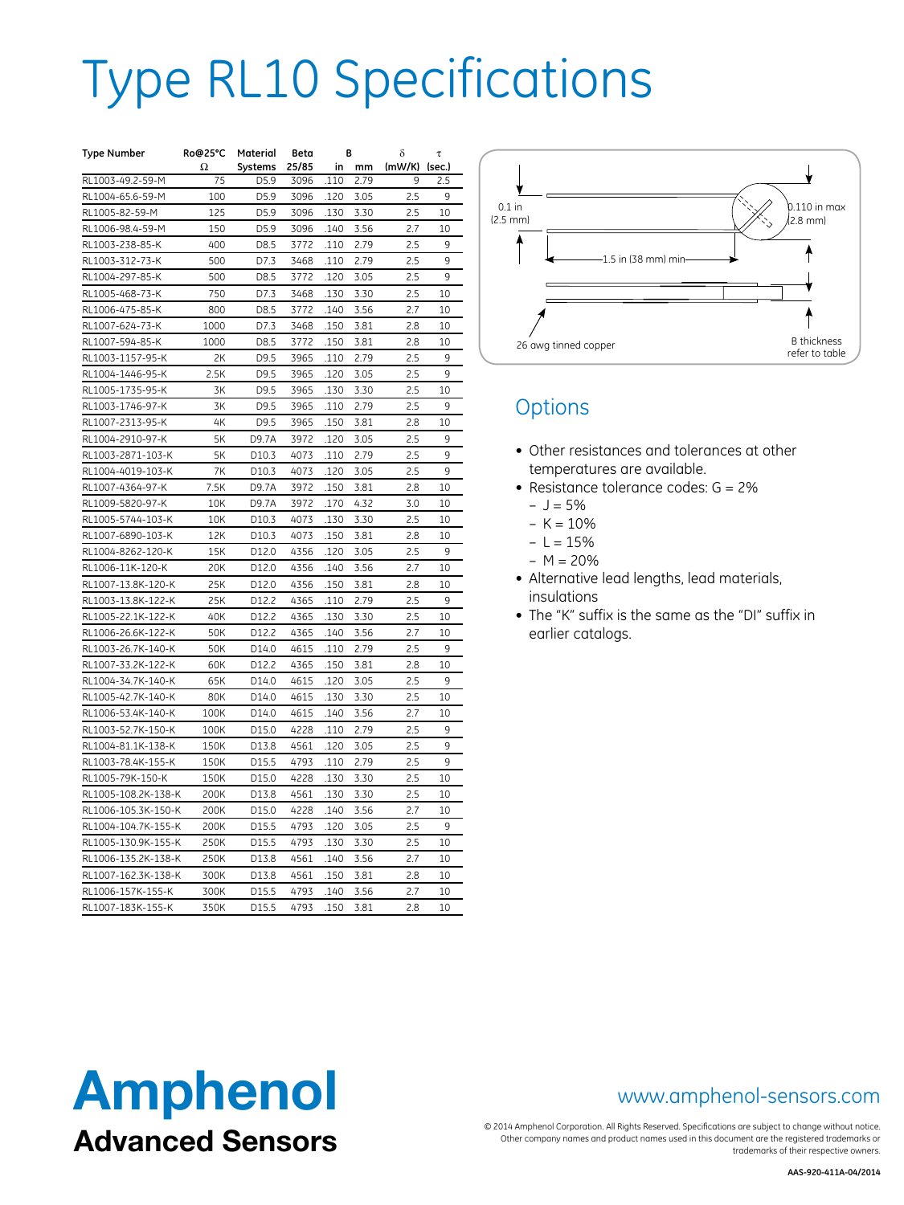# Type RL10 Specifications

| Type Number | Ro@25°C Ω | Material Systems | Beta 25/85 | B in | B mm | δ (mW/K) | τ (sec.) |
|---|---|---|---|---|---|---|---|
| RL1003-49.2-59-M | 75 | D5.9 | 3096 | .110 | 2.79 | 9 | 2.5 |
| RL1004-65.6-59-M | 100 | D5.9 | 3096 | .120 | 3.05 | 2.5 | 9 |
| RL1005-82-59-M | 125 | D5.9 | 3096 | .130 | 3.30 | 2.5 | 10 |
| RL1006-98.4-59-M | 150 | D5.9 | 3096 | .140 | 3.56 | 2.7 | 10 |
| RL1003-238-85-K | 400 | D8.5 | 3772 | .110 | 2.79 | 2.5 | 9 |
| RL1003-312-73-K | 500 | D7.3 | 3468 | .110 | 2.79 | 2.5 | 9 |
| RL1004-297-85-K | 500 | D8.5 | 3772 | .120 | 3.05 | 2.5 | 9 |
| RL1005-468-73-K | 750 | D7.3 | 3468 | .130 | 3.30 | 2.5 | 10 |
| RL1006-475-85-K | 800 | D8.5 | 3772 | .140 | 3.56 | 2.7 | 10 |
| RL1007-624-73-K | 1000 | D7.3 | 3468 | .150 | 3.81 | 2.8 | 10 |
| RL1007-594-85-K | 1000 | D8.5 | 3772 | .150 | 3.81 | 2.8 | 10 |
| RL1003-1157-95-K | 2K | D9.5 | 3965 | .110 | 2.79 | 2.5 | 9 |
| RL1004-1446-95-K | 2.5K | D9.5 | 3965 | .120 | 3.05 | 2.5 | 9 |
| RL1005-1735-95-K | 3K | D9.5 | 3965 | .130 | 3.30 | 2.5 | 10 |
| RL1003-1746-97-K | 3K | D9.5 | 3965 | .110 | 2.79 | 2.5 | 9 |
| RL1007-2313-95-K | 4K | D9.5 | 3965 | .150 | 3.81 | 2.8 | 10 |
| RL1004-2910-97-K | 5K | D9.7A | 3972 | .120 | 3.05 | 2.5 | 9 |
| RL1003-2871-103-K | 5K | D10.3 | 4073 | .110 | 2.79 | 2.5 | 9 |
| RL1004-4019-103-K | 7K | D10.3 | 4073 | .120 | 3.05 | 2.5 | 9 |
| RL1007-4364-97-K | 7.5K | D9.7A | 3972 | .150 | 3.81 | 2.8 | 10 |
| RL1009-5820-97-K | 10K | D9.7A | 3972 | .170 | 4.32 | 3.0 | 10 |
| RL1005-5744-103-K | 10K | D10.3 | 4073 | .130 | 3.30 | 2.5 | 10 |
| RL1007-6890-103-K | 12K | D10.3 | 4073 | .150 | 3.81 | 2.8 | 10 |
| RL1004-8262-120-K | 15K | D12.0 | 4356 | .120 | 3.05 | 2.5 | 9 |
| RL1006-11K-120-K | 20K | D12.0 | 4356 | .140 | 3.56 | 2.7 | 10 |
| RL1007-13.8K-120-K | 25K | D12.0 | 4356 | .150 | 3.81 | 2.8 | 10 |
| RL1003-13.8K-122-K | 25K | D12.2 | 4365 | .110 | 2.79 | 2.5 | 9 |
| RL1005-22.1K-122-K | 40K | D12.2 | 4365 | .130 | 3.30 | 2.5 | 10 |
| RL1006-26.6K-122-K | 50K | D12.2 | 4365 | .140 | 3.56 | 2.7 | 10 |
| RL1003-26.7K-140-K | 50K | D14.0 | 4615 | .110 | 2.79 | 2.5 | 9 |
| RL1007-33.2K-122-K | 60K | D12.2 | 4365 | .150 | 3.81 | 2.8 | 10 |
| RL1004-34.7K-140-K | 65K | D14.0 | 4615 | .120 | 3.05 | 2.5 | 9 |
| RL1005-42.7K-140-K | 80K | D14.0 | 4615 | .130 | 3.30 | 2.5 | 10 |
| RL1006-53.4K-140-K | 100K | D14.0 | 4615 | .140 | 3.56 | 2.7 | 10 |
| RL1003-52.7K-150-K | 100K | D15.0 | 4228 | .110 | 2.79 | 2.5 | 9 |
| RL1004-81.1K-138-K | 150K | D13.8 | 4561 | .120 | 3.05 | 2.5 | 9 |
| RL1003-78.4K-155-K | 150K | D15.5 | 4793 | .110 | 2.79 | 2.5 | 9 |
| RL1005-79K-150-K | 150K | D15.0 | 4228 | .130 | 3.30 | 2.5 | 10 |
| RL1005-108.2K-138-K | 200K | D13.8 | 4561 | .130 | 3.30 | 2.5 | 10 |
| RL1006-105.3K-150-K | 200K | D15.0 | 4228 | .140 | 3.56 | 2.7 | 10 |
| RL1004-104.7K-155-K | 200K | D15.5 | 4793 | .120 | 3.05 | 2.5 | 9 |
| RL1005-130.9K-155-K | 250K | D15.5 | 4793 | .130 | 3.30 | 2.5 | 10 |
| RL1006-135.2K-138-K | 250K | D13.8 | 4561 | .140 | 3.56 | 2.7 | 10 |
| RL1007-162.3K-138-K | 300K | D13.8 | 4561 | .150 | 3.81 | 2.8 | 10 |
| RL1006-157K-155-K | 300K | D15.5 | 4793 | .140 | 3.56 | 2.7 | 10 |
| RL1007-183K-155-K | 350K | D15.5 | 4793 | .150 | 3.81 | 2.8 | 10 |

0.1 in (2.5 mm)

0.110 in max (2.8 mm)

1.5 in (38 mm) min

26 awg tinned copper

B thickness refer to table

## Options

- Other resistances and tolerances at other temperatures are available.
- Resistance tolerance codes: G = 2%
  - J = 5%
  - K = 10%
  - L = 15%
  - M = 20%
- Alternative lead lengths, lead materials, insulations
- The "K" suffix is the same as the "DI" suffix in earlier catalogs.

**Amphenol**
**Advanced Sensors**

www.amphenol-sensors.com

© 2014 Amphenol Corporation. All Rights Reserved. Specifications are subject to change without notice. Other company names and product names used in this document are the registered trademarks or trademarks of their respective owners.

AAS-920-411A-04/2014